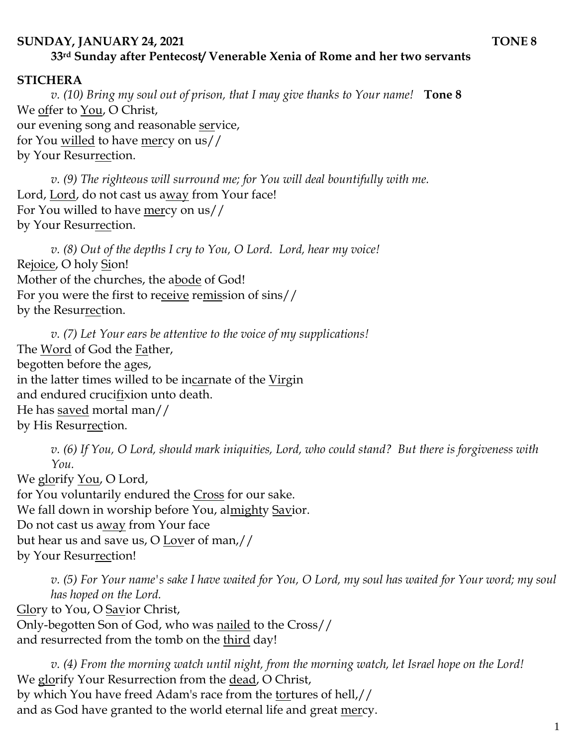**SUNDAY, JANUARY 24, 2021** **TONE 8**

**33rd Sunday after Pentecost/ Venerable Xenia of Rome and her two servants**

**STICHERA**

*v. (10) Bring my soul out of prison, that I may give thanks to Your name!* **Tone 8**

We offer to You, O Christ,
our evening song and reasonable service,
for You willed to have mercy on us//
by Your Resurrection.

*v. (9) The righteous will surround me; for You will deal bountifully with me.*

Lord, Lord, do not cast us away from Your face!
For You willed to have mercy on us//
by Your Resurrection.

*v. (8) Out of the depths I cry to You, O Lord. Lord, hear my voice!*

Rejoice, O holy Sion!
Mother of the churches, the abode of God!
For you were the first to receive remission of sins//
by the Resurrection.

*v. (7) Let Your ears be attentive to the voice of my supplications!*

The Word of God the Father,
begotten before the ages,
in the latter times willed to be incarnate of the Virgin
and endured crucifixion unto death.
He has saved mortal man//
by His Resurrection.

*v. (6) If You, O Lord, should mark iniquities, Lord, who could stand? But there is forgiveness with You.*

We glorify You, O Lord,
for You voluntarily endured the Cross for our sake.
We fall down in worship before You, almighty Savior.
Do not cast us away from Your face
but hear us and save us, O Lover of man,//
by Your Resurrection!

*v. (5) For Your name's sake I have waited for You, O Lord, my soul has waited for Your word; my soul has hoped on the Lord.*

Glory to You, O Savior Christ,
Only-begotten Son of God, who was nailed to the Cross//
and resurrected from the tomb on the third day!

*v. (4) From the morning watch until night, from the morning watch, let Israel hope on the Lord!*

We glorify Your Resurrection from the dead, O Christ,
by which You have freed Adam's race from the tortures of hell,//
and as God have granted to the world eternal life and great mercy.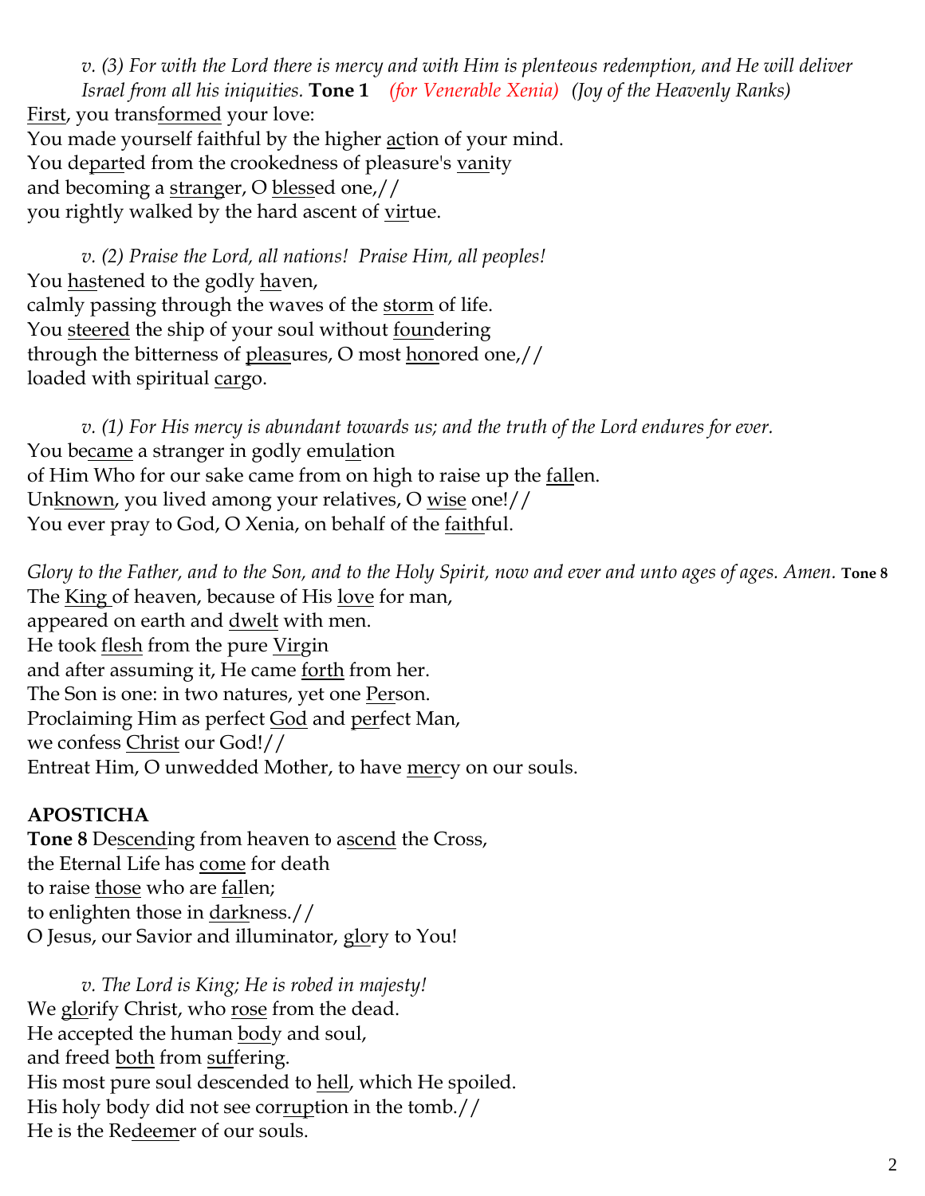*v. (3) For with the Lord there is mercy and with Him is plenteous redemption, and He will deliver Israel from all his iniquities.* **Tone 1** *(for Venerable Xenia)* *(Joy of the Heavenly Ranks)*

First, you transformed your love:
You made yourself faithful by the higher action of your mind.
You departed from the crookedness of pleasure's vanity
and becoming a stranger, O blessed one,//
you rightly walked by the hard ascent of virtue.

*v. (2) Praise the Lord, all nations! Praise Him, all peoples!*

You hastened to the godly haven,
calmly passing through the waves of the storm of life.
You steered the ship of your soul without foundering
through the bitterness of pleasures, O most honored one,//
loaded with spiritual cargo.

*v. (1) For His mercy is abundant towards us; and the truth of the Lord endures for ever.*

You became a stranger in godly emulation
of Him Who for our sake came from on high to raise up the fallen.
Unknown, you lived among your relatives, O wise one!//
You ever pray to God, O Xenia, on behalf of the faithful.

*Glory to the Father, and to the Son, and to the Holy Spirit, now and ever and unto ages of ages. Amen.* **Tone 8**

The King of heaven, because of His love for man,
appeared on earth and dwelt with men.
He took flesh from the pure Virgin
and after assuming it, He came forth from her.
The Son is one: in two natures, yet one Person.
Proclaiming Him as perfect God and perfect Man,
we confess Christ our God!//
Entreat Him, O unwedded Mother, to have mercy on our souls.

**APOSTICHA**

**Tone 8** Descending from heaven to ascend the Cross,
the Eternal Life has come for death
to raise those who are fallen;
to enlighten those in darkness.//
O Jesus, our Savior and illuminator, glory to You!

*v. The Lord is King; He is robed in majesty!*

We glorify Christ, who rose from the dead.
He accepted the human body and soul,
and freed both from suffering.
His most pure soul descended to hell, which He spoiled.
His holy body did not see corruption in the tomb.//
He is the Redeemer of our souls.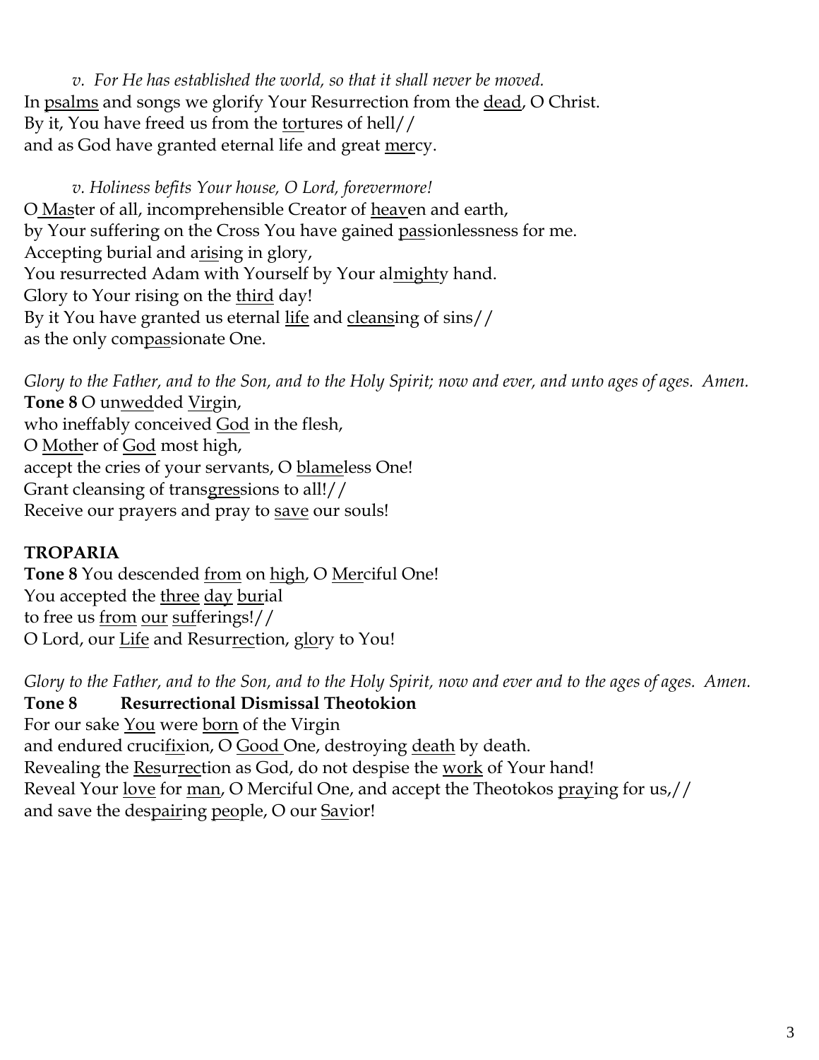*v. For He has established the world, so that it shall never be moved.*
In psalms and songs we glorify Your Resurrection from the dead, O Christ.
By it, You have freed us from the tortures of hell//
and as God have granted eternal life and great mercy.

*v. Holiness befits Your house, O Lord, forevermore!*
O Master of all, incomprehensible Creator of heaven and earth,
by Your suffering on the Cross You have gained passionlessness for me.
Accepting burial and arising in glory,
You resurrected Adam with Yourself by Your almighty hand.
Glory to Your rising on the third day!
By it You have granted us eternal life and cleansing of sins//
as the only compassionate One.

*Glory to the Father, and to the Son, and to the Holy Spirit; now and ever, and unto ages of ages. Amen.*
**Tone 8** O unwedded Virgin,
who ineffably conceived God in the flesh,
O Mother of God most high,
accept the cries of your servants, O blameless One!
Grant cleansing of transgressions to all!//
Receive our prayers and pray to save our souls!

**TROPARIA**
**Tone 8** You descended from on high, O Merciful One!
You accepted the three day burial
to free us from our sufferings!//
O Lord, our Life and Resurrection, glory to You!

*Glory to the Father, and to the Son, and to the Holy Spirit, now and ever and to the ages of ages. Amen.*
**Tone 8 Resurrectional Dismissal Theotokion**
For our sake You were born of the Virgin
and endured crucifixion, O Good One, destroying death by death.
Revealing the Resurrection as God, do not despise the work of Your hand!
Reveal Your love for man, O Merciful One, and accept the Theotokos praying for us,//
and save the despairing people, O our Savior!